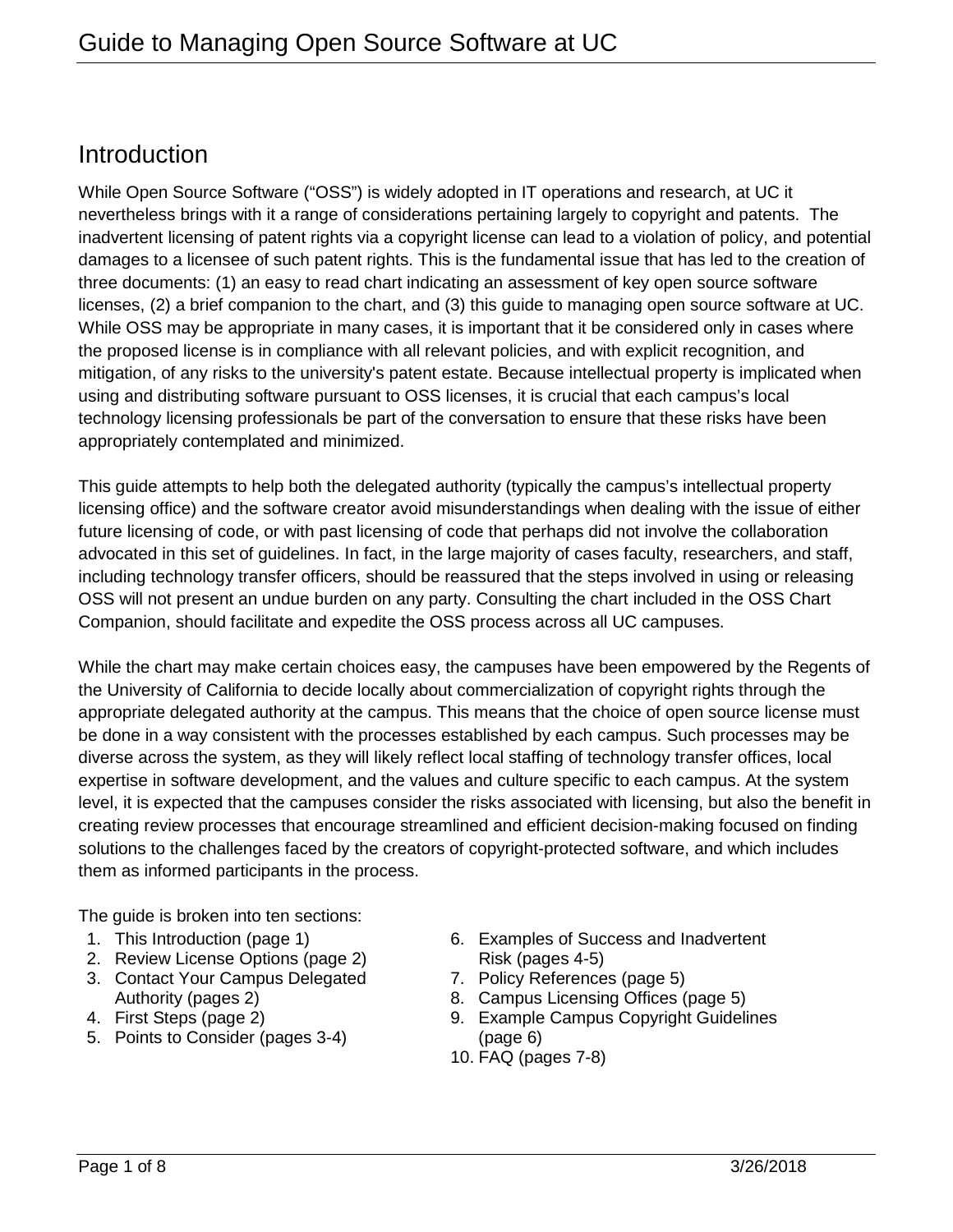## Introduction

While Open Source Software ("OSS") is widely adopted in IT operations and research, at UC it nevertheless brings with it a range of considerations pertaining largely to copyright and patents. The inadvertent licensing of patent rights via a copyright license can lead to a violation of policy, and potential damages to a licensee of such patent rights. This is the fundamental issue that has led to the creation of three documents: (1) an easy to read chart indicating an assessment of key open source software licenses, (2) a brief companion to the chart, and (3) this guide to managing open source software at UC. While OSS may be appropriate in many cases, it is important that it be considered only in cases where the proposed license is in compliance with all relevant policies, and with explicit recognition, and mitigation, of any risks to the university's patent estate. Because intellectual property is implicated when using and distributing software pursuant to OSS licenses, it is crucial that each campus's local technology licensing professionals be part of the conversation to ensure that these risks have been appropriately contemplated and minimized.

This guide attempts to help both the delegated authority (typically the campus's intellectual property licensing office) and the software creator avoid misunderstandings when dealing with the issue of either future licensing of code, or with past licensing of code that perhaps did not involve the collaboration advocated in this set of guidelines. In fact, in the large majority of cases faculty, researchers, and staff, including technology transfer officers, should be reassured that the steps involved in using or releasing OSS will not present an undue burden on any party. Consulting the chart included in the OSS Chart Companion, should facilitate and expedite the OSS process across all UC campuses.

While the chart may make certain choices easy, the campuses have been empowered by the Regents of the University of California to decide locally about commercialization of copyright rights through the appropriate delegated authority at the campus. This means that the choice of open source license must be done in a way consistent with the processes established by each campus. Such processes may be diverse across the system, as they will likely reflect local staffing of technology transfer offices, local expertise in software development, and the values and culture specific to each campus. At the system level, it is expected that the campuses consider the risks associated with licensing, but also the benefit in creating review processes that encourage streamlined and efficient decision-making focused on finding solutions to the challenges faced by the creators of copyright-protected software, and which includes them as informed participants in the process.

The guide is broken into ten sections:

1. This Introduction (page 1)
2. Review License Options (page 2)
3. Contact Your Campus Delegated Authority (pages 2)
4. First Steps (page 2)
5. Points to Consider (pages 3-4)
6. Examples of Success and Inadvertent Risk (pages 4-5)
7. Policy References (page 5)
8. Campus Licensing Offices (page 5)
9. Example Campus Copyright Guidelines (page 6)
10. FAQ (pages 7-8)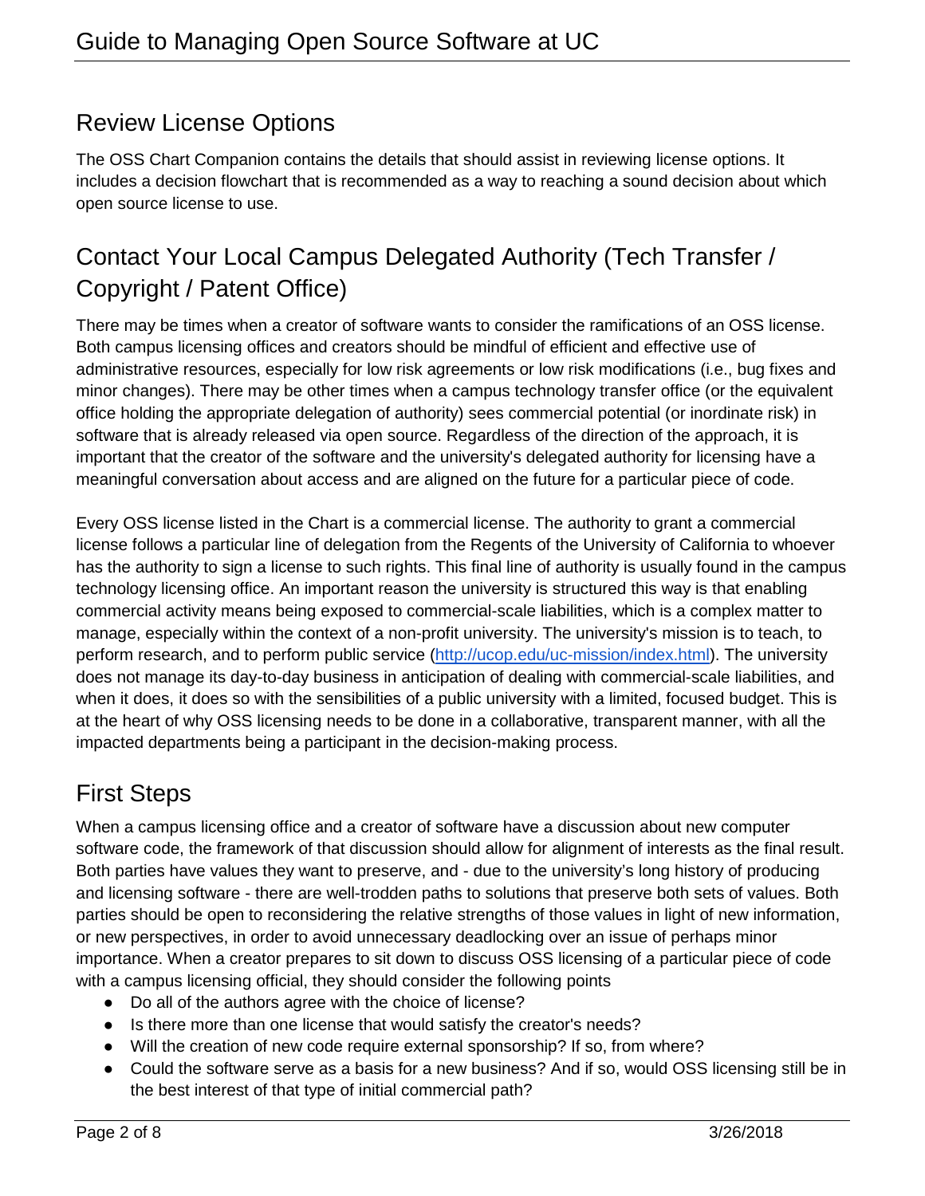## Review License Options

The OSS Chart Companion contains the details that should assist in reviewing license options. It includes a decision flowchart that is recommended as a way to reaching a sound decision about which open source license to use.

## Contact Your Local Campus Delegated Authority (Tech Transfer / Copyright / Patent Office)

There may be times when a creator of software wants to consider the ramifications of an OSS license. Both campus licensing offices and creators should be mindful of efficient and effective use of administrative resources, especially for low risk agreements or low risk modifications (i.e., bug fixes and minor changes). There may be other times when a campus technology transfer office (or the equivalent office holding the appropriate delegation of authority) sees commercial potential (or inordinate risk) in software that is already released via open source. Regardless of the direction of the approach, it is important that the creator of the software and the university's delegated authority for licensing have a meaningful conversation about access and are aligned on the future for a particular piece of code.

Every OSS license listed in the Chart is a commercial license. The authority to grant a commercial license follows a particular line of delegation from the Regents of the University of California to whoever has the authority to sign a license to such rights. This final line of authority is usually found in the campus technology licensing office. An important reason the university is structured this way is that enabling commercial activity means being exposed to commercial-scale liabilities, which is a complex matter to manage, especially within the context of a non-profit university. The university's mission is to teach, to perform research, and to perform public service (http://ucop.edu/uc-mission/index.html). The university does not manage its day-to-day business in anticipation of dealing with commercial-scale liabilities, and when it does, it does so with the sensibilities of a public university with a limited, focused budget. This is at the heart of why OSS licensing needs to be done in a collaborative, transparent manner, with all the impacted departments being a participant in the decision-making process.

## First Steps

When a campus licensing office and a creator of software have a discussion about new computer software code, the framework of that discussion should allow for alignment of interests as the final result. Both parties have values they want to preserve, and - due to the university's long history of producing and licensing software - there are well-trodden paths to solutions that preserve both sets of values. Both parties should be open to reconsidering the relative strengths of those values in light of new information, or new perspectives, in order to avoid unnecessary deadlocking over an issue of perhaps minor importance. When a creator prepares to sit down to discuss OSS licensing of a particular piece of code with a campus licensing official, they should consider the following points

- Do all of the authors agree with the choice of license?
- Is there more than one license that would satisfy the creator's needs?
- Will the creation of new code require external sponsorship? If so, from where?
- Could the software serve as a basis for a new business? And if so, would OSS licensing still be in the best interest of that type of initial commercial path?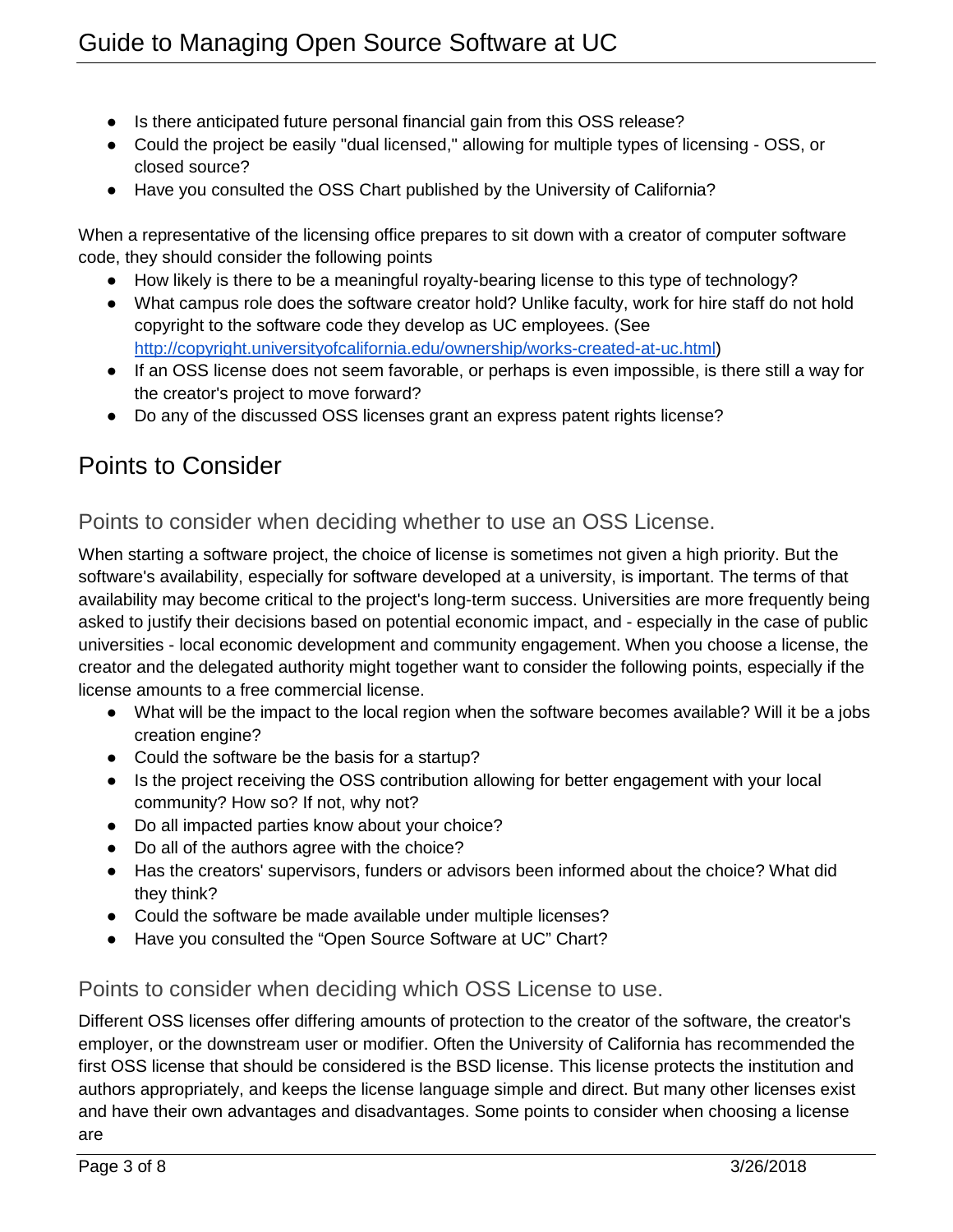- Is there anticipated future personal financial gain from this OSS release?
- Could the project be easily "dual licensed," allowing for multiple types of licensing - OSS, or closed source?
- Have you consulted the OSS Chart published by the University of California?

When a representative of the licensing office prepares to sit down with a creator of computer software code, they should consider the following points

- How likely is there to be a meaningful royalty-bearing license to this type of technology?
- What campus role does the software creator hold? Unlike faculty, work for hire staff do not hold copyright to the software code they develop as UC employees. (See [http://copyright.universityofcalifornia.edu/ownership/works-created-at-uc.html](http://copyright.universityofcalifornia.edu/ownership/works-created-at-uc.html))
- If an OSS license does not seem favorable, or perhaps is even impossible, is there still a way for the creator's project to move forward?
- Do any of the discussed OSS licenses grant an express patent rights license?

## Points to Consider

### Points to consider when deciding whether to use an OSS License.

When starting a software project, the choice of license is sometimes not given a high priority. But the software's availability, especially for software developed at a university, is important. The terms of that availability may become critical to the project's long-term success. Universities are more frequently being asked to justify their decisions based on potential economic impact, and - especially in the case of public universities - local economic development and community engagement. When you choose a license, the creator and the delegated authority might together want to consider the following points, especially if the license amounts to a free commercial license.

- What will be the impact to the local region when the software becomes available? Will it be a jobs creation engine?
- Could the software be the basis for a startup?
- Is the project receiving the OSS contribution allowing for better engagement with your local community? How so? If not, why not?
- Do all impacted parties know about your choice?
- Do all of the authors agree with the choice?
- Has the creators' supervisors, funders or advisors been informed about the choice? What did they think?
- Could the software be made available under multiple licenses?
- Have you consulted the “Open Source Software at UC” Chart?

### Points to consider when deciding which OSS License to use.

Different OSS licenses offer differing amounts of protection to the creator of the software, the creator's employer, or the downstream user or modifier. Often the University of California has recommended the first OSS license that should be considered is the BSD license. This license protects the institution and authors appropriately, and keeps the license language simple and direct. But many other licenses exist and have their own advantages and disadvantages. Some points to consider when choosing a license are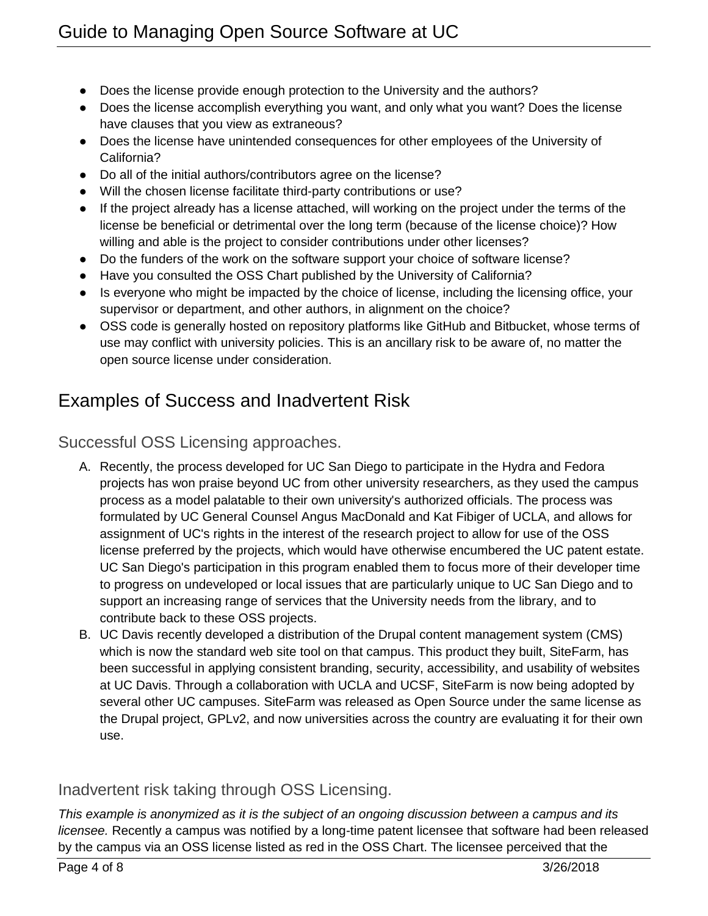- Does the license provide enough protection to the University and the authors?
- Does the license accomplish everything you want, and only what you want? Does the license have clauses that you view as extraneous?
- Does the license have unintended consequences for other employees of the University of California?
- Do all of the initial authors/contributors agree on the license?
- Will the chosen license facilitate third-party contributions or use?
- If the project already has a license attached, will working on the project under the terms of the license be beneficial or detrimental over the long term (because of the license choice)? How willing and able is the project to consider contributions under other licenses?
- Do the funders of the work on the software support your choice of software license?
- Have you consulted the OSS Chart published by the University of California?
- Is everyone who might be impacted by the choice of license, including the licensing office, your supervisor or department, and other authors, in alignment on the choice?
- OSS code is generally hosted on repository platforms like GitHub and Bitbucket, whose terms of use may conflict with university policies. This is an ancillary risk to be aware of, no matter the open source license under consideration.

## Examples of Success and Inadvertent Risk

### Successful OSS Licensing approaches.

A. Recently, the process developed for UC San Diego to participate in the Hydra and Fedora projects has won praise beyond UC from other university researchers, as they used the campus process as a model palatable to their own university's authorized officials. The process was formulated by UC General Counsel Angus MacDonald and Kat Fibiger of UCLA, and allows for assignment of UC's rights in the interest of the research project to allow for use of the OSS license preferred by the projects, which would have otherwise encumbered the UC patent estate. UC San Diego's participation in this program enabled them to focus more of their developer time to progress on undeveloped or local issues that are particularly unique to UC San Diego and to support an increasing range of services that the University needs from the library, and to contribute back to these OSS projects.

B. UC Davis recently developed a distribution of the Drupal content management system (CMS) which is now the standard web site tool on that campus. This product they built, SiteFarm, has been successful in applying consistent branding, security, accessibility, and usability of websites at UC Davis. Through a collaboration with UCLA and UCSF, SiteFarm is now being adopted by several other UC campuses. SiteFarm was released as Open Source under the same license as the Drupal project, GPLv2, and now universities across the country are evaluating it for their own use.

### Inadvertent risk taking through OSS Licensing.

*This example is anonymized as it is the subject of an ongoing discussion between a campus and its licensee.* Recently a campus was notified by a long-time patent licensee that software had been released by the campus via an OSS license listed as red in the OSS Chart. The licensee perceived that the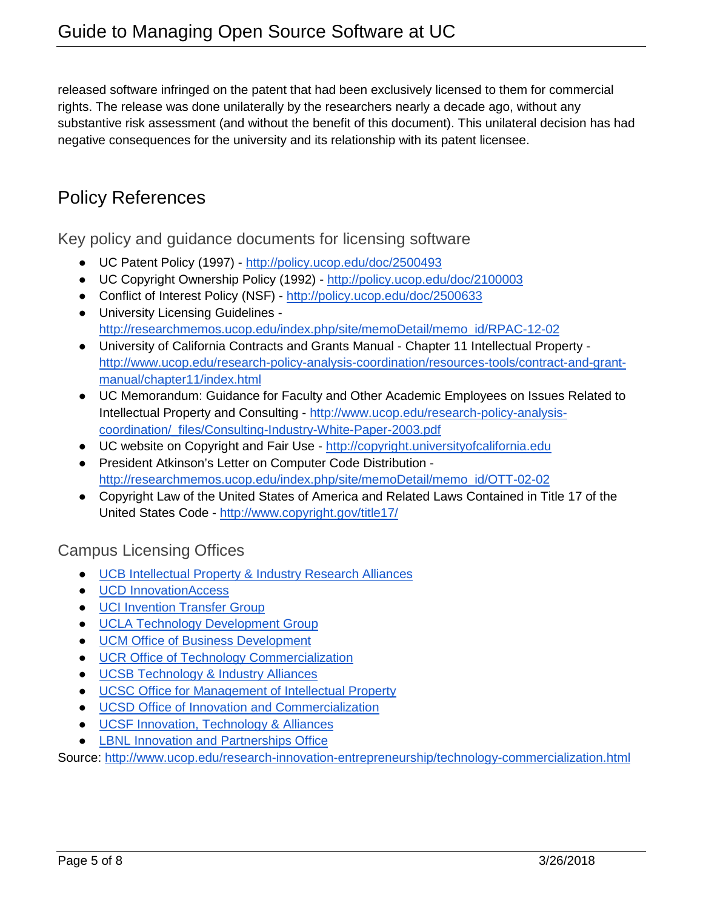released software infringed on the patent that had been exclusively licensed to them for commercial rights. The release was done unilaterally by the researchers nearly a decade ago, without any substantive risk assessment (and without the benefit of this document). This unilateral decision has had negative consequences for the university and its relationship with its patent licensee.

## Policy References

### Key policy and guidance documents for licensing software

- UC Patent Policy (1997) - http://policy.ucop.edu/doc/2500493
- UC Copyright Ownership Policy (1992) - http://policy.ucop.edu/doc/2100003
- Conflict of Interest Policy (NSF) - http://policy.ucop.edu/doc/2500633
- University Licensing Guidelines - http://researchmemos.ucop.edu/index.php/site/memoDetail/memo_id/RPAC-12-02
- University of California Contracts and Grants Manual - Chapter 11 Intellectual Property - http://www.ucop.edu/research-policy-analysis-coordination/resources-tools/contract-and-grant-manual/chapter11/index.html
- UC Memorandum: Guidance for Faculty and Other Academic Employees on Issues Related to Intellectual Property and Consulting - http://www.ucop.edu/research-policy-analysis-coordination/_files/Consulting-Industry-White-Paper-2003.pdf
- UC website on Copyright and Fair Use - http://copyright.universityofcalifornia.edu
- President Atkinson's Letter on Computer Code Distribution - http://researchmemos.ucop.edu/index.php/site/memoDetail/memo_id/OTT-02-02
- Copyright Law of the United States of America and Related Laws Contained in Title 17 of the United States Code - http://www.copyright.gov/title17/

### Campus Licensing Offices

- UCB Intellectual Property & Industry Research Alliances
- UCD InnovationAccess
- UCI Invention Transfer Group
- UCLA Technology Development Group
- UCM Office of Business Development
- UCR Office of Technology Commercialization
- UCSB Technology & Industry Alliances
- UCSC Office for Management of Intellectual Property
- UCSD Office of Innovation and Commercialization
- UCSF Innovation, Technology & Alliances
- LBNL Innovation and Partnerships Office

Source: http://www.ucop.edu/research-innovation-entrepreneurship/technology-commercialization.html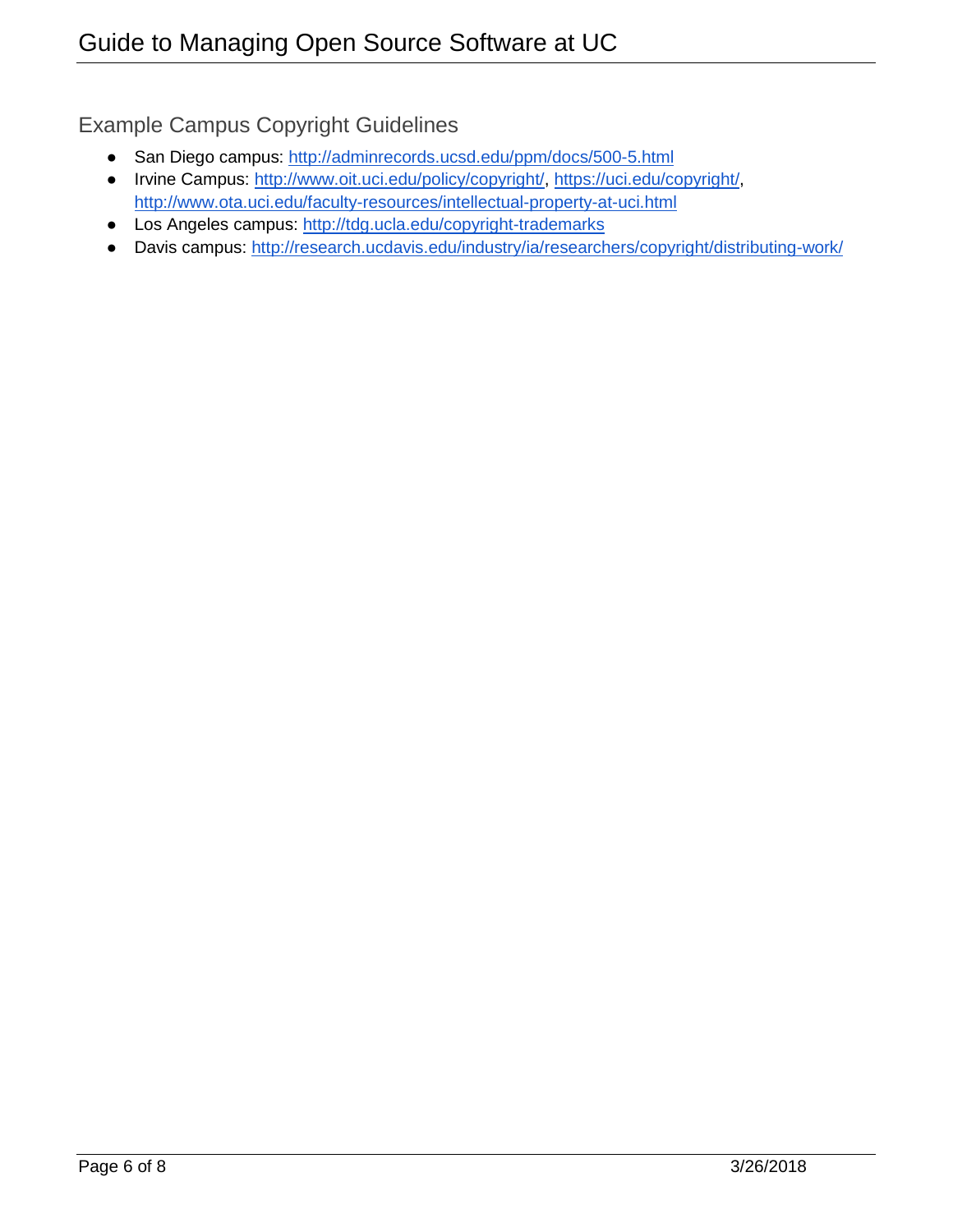## Example Campus Copyright Guidelines

- San Diego campus: http://adminrecords.ucsd.edu/ppm/docs/500-5.html
- Irvine Campus: http://www.oit.uci.edu/policy/copyright/, https://uci.edu/copyright/, http://www.ota.uci.edu/faculty-resources/intellectual-property-at-uci.html
- Los Angeles campus: http://tdg.ucla.edu/copyright-trademarks
- Davis campus: http://research.ucdavis.edu/industry/ia/researchers/copyright/distributing-work/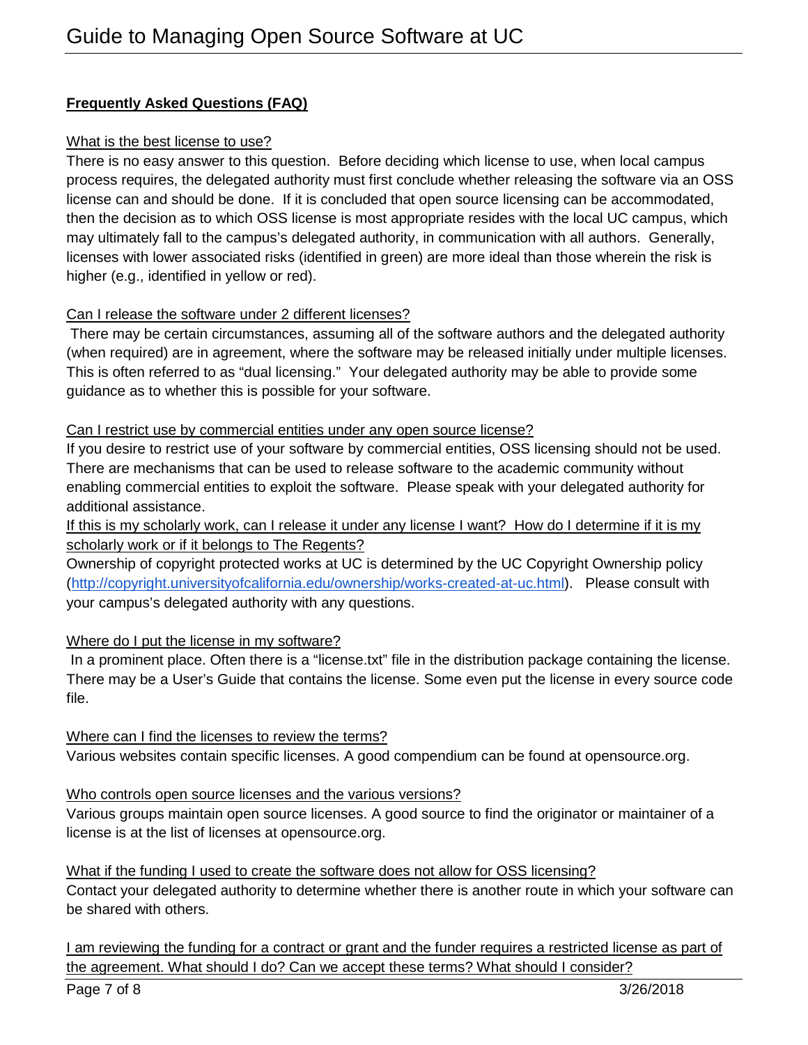## Frequently Asked Questions (FAQ)

### What is the best license to use?

There is no easy answer to this question. Before deciding which license to use, when local campus process requires, the delegated authority must first conclude whether releasing the software via an OSS license can and should be done. If it is concluded that open source licensing can be accommodated, then the decision as to which OSS license is most appropriate resides with the local UC campus, which may ultimately fall to the campus's delegated authority, in communication with all authors. Generally, licenses with lower associated risks (identified in green) are more ideal than those wherein the risk is higher (e.g., identified in yellow or red).

### Can I release the software under 2 different licenses?

There may be certain circumstances, assuming all of the software authors and the delegated authority (when required) are in agreement, where the software may be released initially under multiple licenses. This is often referred to as "dual licensing." Your delegated authority may be able to provide some guidance as to whether this is possible for your software.

### Can I restrict use by commercial entities under any open source license?

If you desire to restrict use of your software by commercial entities, OSS licensing should not be used. There are mechanisms that can be used to release software to the academic community without enabling commercial entities to exploit the software. Please speak with your delegated authority for additional assistance.

### If this is my scholarly work, can I release it under any license I want? How do I determine if it is my scholarly work or if it belongs to The Regents?

Ownership of copyright protected works at UC is determined by the UC Copyright Ownership policy (http://copyright.universityofcalifornia.edu/ownership/works-created-at-uc.html). Please consult with your campus's delegated authority with any questions.

### Where do I put the license in my software?

In a prominent place. Often there is a "license.txt" file in the distribution package containing the license. There may be a User's Guide that contains the license. Some even put the license in every source code file.

### Where can I find the licenses to review the terms?

Various websites contain specific licenses. A good compendium can be found at opensource.org.

### Who controls open source licenses and the various versions?

Various groups maintain open source licenses. A good source to find the originator or maintainer of a license is at the list of licenses at opensource.org.

### What if the funding I used to create the software does not allow for OSS licensing?

Contact your delegated authority to determine whether there is another route in which your software can be shared with others.

### I am reviewing the funding for a contract or grant and the funder requires a restricted license as part of the agreement. What should I do? Can we accept these terms? What should I consider?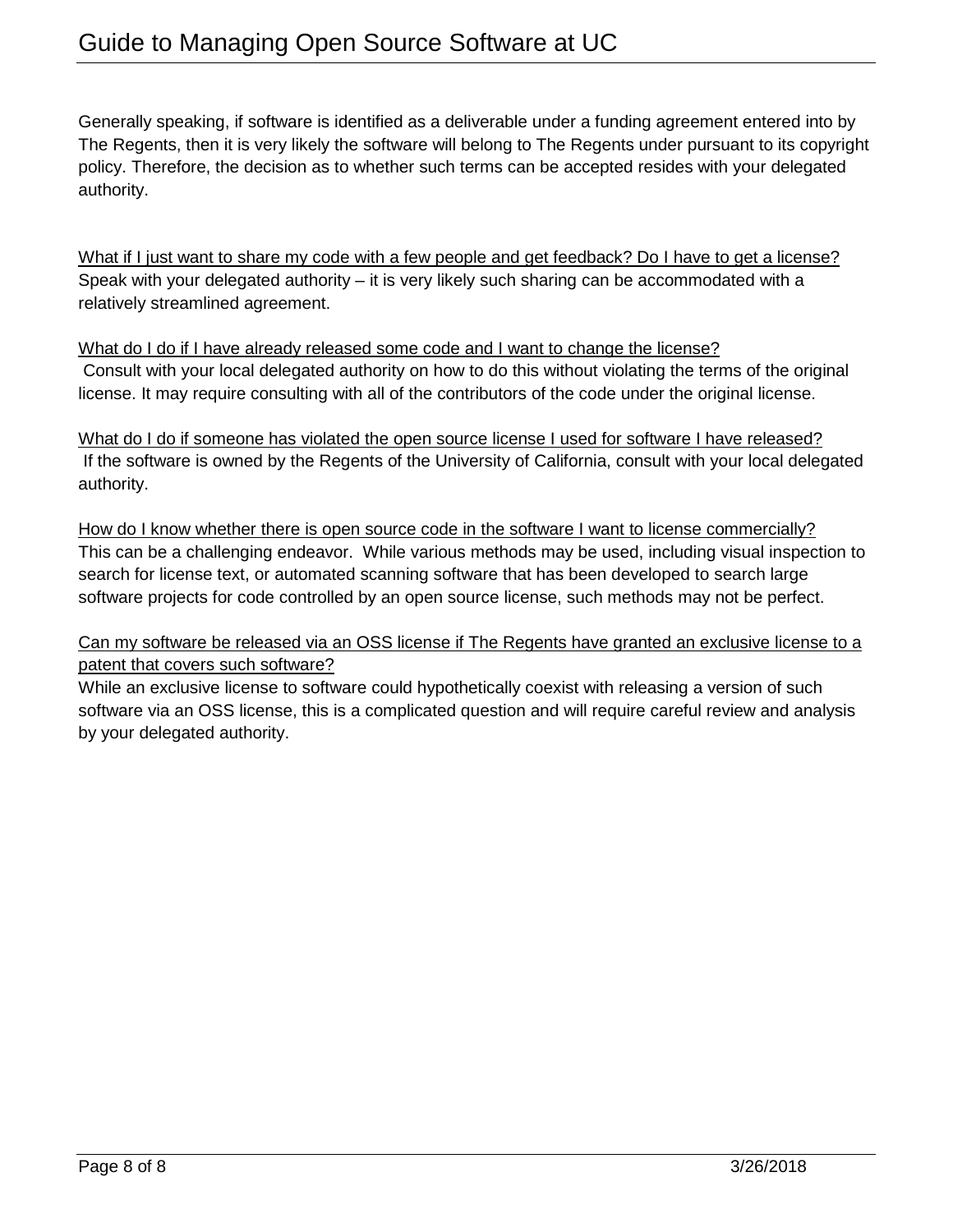Generally speaking, if software is identified as a deliverable under a funding agreement entered into by The Regents, then it is very likely the software will belong to The Regents under pursuant to its copyright policy. Therefore, the decision as to whether such terms can be accepted resides with your delegated authority.

<u>What if I just want to share my code with a few people and get feedback? Do I have to get a license?</u>
Speak with your delegated authority – it is very likely such sharing can be accommodated with a relatively streamlined agreement.

<u>What do I do if I have already released some code and I want to change the license?</u>
Consult with your local delegated authority on how to do this without violating the terms of the original license. It may require consulting with all of the contributors of the code under the original license.

<u>What do I do if someone has violated the open source license I used for software I have released?</u>
If the software is owned by the Regents of the University of California, consult with your local delegated authority.

<u>How do I know whether there is open source code in the software I want to license commercially?</u>
This can be a challenging endeavor. While various methods may be used, including visual inspection to search for license text, or automated scanning software that has been developed to search large software projects for code controlled by an open source license, such methods may not be perfect.

<u>Can my software be released via an OSS license if The Regents have granted an exclusive license to a patent that covers such software?</u>
While an exclusive license to software could hypothetically coexist with releasing a version of such software via an OSS license, this is a complicated question and will require careful review and analysis by your delegated authority.